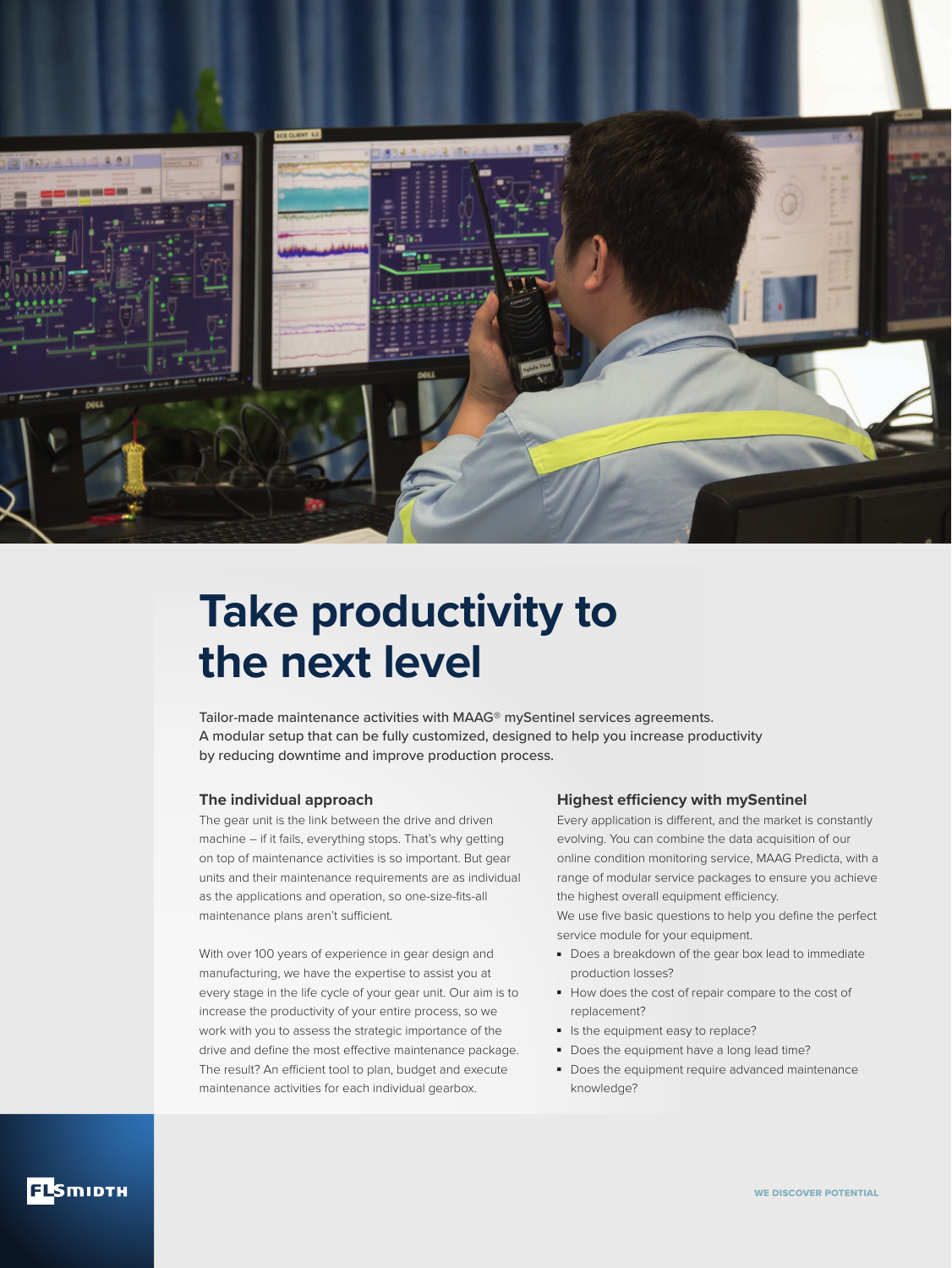# Take productivity to the next level

Tailor-made maintenance activities with MAAG® mySentinel services agreements. A modular setup that can be fully customized, designed to help you increase productivity by reducing downtime and improve production process.

### The individual approach

The gear unit is the link between the drive and driven machine – if it fails, everything stops. That's why getting on top of maintenance activities is so important. But gear units and their maintenance requirements are as individual as the applications and operation, so one-size-fits-all maintenance plans aren't sufficient.

With over 100 years of experience in gear design and manufacturing, we have the expertise to assist you at every stage in the life cycle of your gear unit. Our aim is to increase the productivity of your entire process, so we work with you to assess the strategic importance of the drive and define the most effective maintenance package. The result? An efficient tool to plan, budget and execute maintenance activities for each individual gearbox.

### Highest efficiency with mySentinel

Every application is different, and the market is constantly evolving. You can combine the data acquisition of our online condition monitoring service, MAAG Predicta, with a range of modular service packages to ensure you achieve the highest overall equipment efficiency.

We use five basic questions to help you define the perfect service module for your equipment.

- Does a breakdown of the gear box lead to immediate production losses?
- How does the cost of repair compare to the cost of replacement?
- Is the equipment easy to replace?
- Does the equipment have a long lead time?
- Does the equipment require advanced maintenance knowledge?

FLSMIDTH

WE DISCOVER POTENTIAL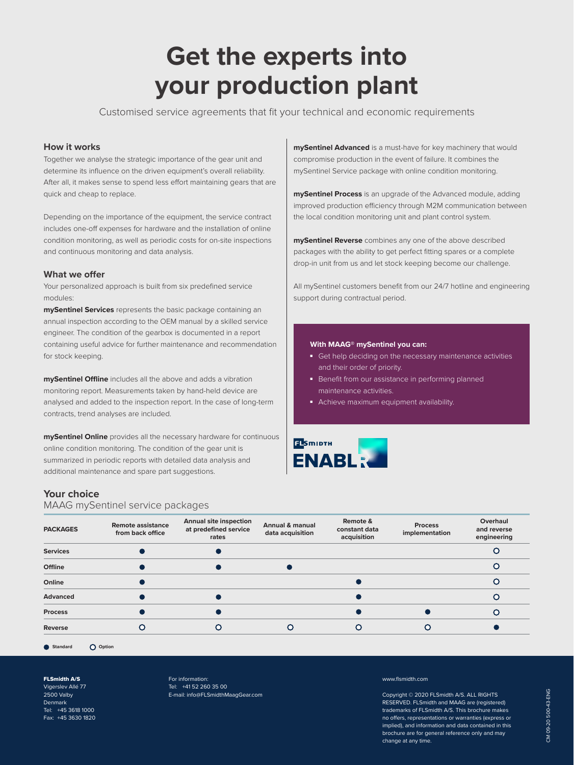# Get the experts into your production plant

Customised service agreements that fit your technical and economic requirements

### How it works

Together we analyse the strategic importance of the gear unit and determine its influence on the driven equipment's overall reliability. After all, it makes sense to spend less effort maintaining gears that are quick and cheap to replace.

Depending on the importance of the equipment, the service contract includes one-off expenses for hardware and the installation of online condition monitoring, as well as periodic costs for on-site inspections and continuous monitoring and data analysis.

### What we offer

Your personalized approach is built from six predefined service modules:

**mySentinel Services** represents the basic package containing an annual inspection according to the OEM manual by a skilled service engineer. The condition of the gearbox is documented in a report containing useful advice for further maintenance and recommendation for stock keeping.

**mySentinel Offline** includes all the above and adds a vibration monitoring report. Measurements taken by hand-held device are analysed and added to the inspection report. In the case of long-term contracts, trend analyses are included.

**mySentinel Online** provides all the necessary hardware for continuous online condition monitoring. The condition of the gear unit is summarized in periodic reports with detailed data analysis and additional maintenance and spare part suggestions.

**mySentinel Advanced** is a must-have for key machinery that would compromise production in the event of failure. It combines the mySentinel Service package with online condition monitoring.

**mySentinel Process** is an upgrade of the Advanced module, adding improved production efficiency through M2M communication between the local condition monitoring unit and plant control system.

**mySentinel Reverse** combines any one of the above described packages with the ability to get perfect fitting spares or a complete drop-in unit from us and let stock keeping become our challenge.

All mySentinel customers benefit from our 24/7 hotline and engineering support during contractual period.

**With MAAG® mySentinel you can:**

- Get help deciding on the necessary maintenance activities and their order of priority.
- Benefit from our assistance in performing planned maintenance activities.
- Achieve maximum equipment availability.

FLSmidth ENABLR

### Your choice

MAAG mySentinel service packages

| PACKAGES | Remote assistance from back office | Annual site inspection at predefined service rates | Annual & manual data acquisition | Remote & constant data acquisition | Process implementation | Overhaul and reverse engineering |
|---|---|---|---|---|---|---|
| Services | ● | ● | | | | ○ |
| Offline | ● | ● | ● | | | ○ |
| Online | ● | | | ● | | ○ |
| Advanced | ● | ● | | ● | | ○ |
| Process | ● | ● | | ● | ● | ○ |
| Reverse | ○ | ○ | ○ | ○ | ○ | ● |

● Standard ○ Option

**FLSmidth A/S**
Vigerslev Allé 77
2500 Valby
Denmark
Tel: +45 3618 1000
Fax: +45 3630 1820

For information:
Tel: +41 52 260 35 00
E-mail: info@FLSmidthMaagGear.com

www.flsmidth.com

Copyright © 2020 FLSmidth A/S. ALL RIGHTS RESERVED. FLSmidth and MAAG are (registered) trademarks of FLSmidth A/S. This brochure makes no offers, representations or warranties (express or implied), and information and data contained in this brochure are for general reference only and may change at any time.

CM 09-20 500-43-ENG